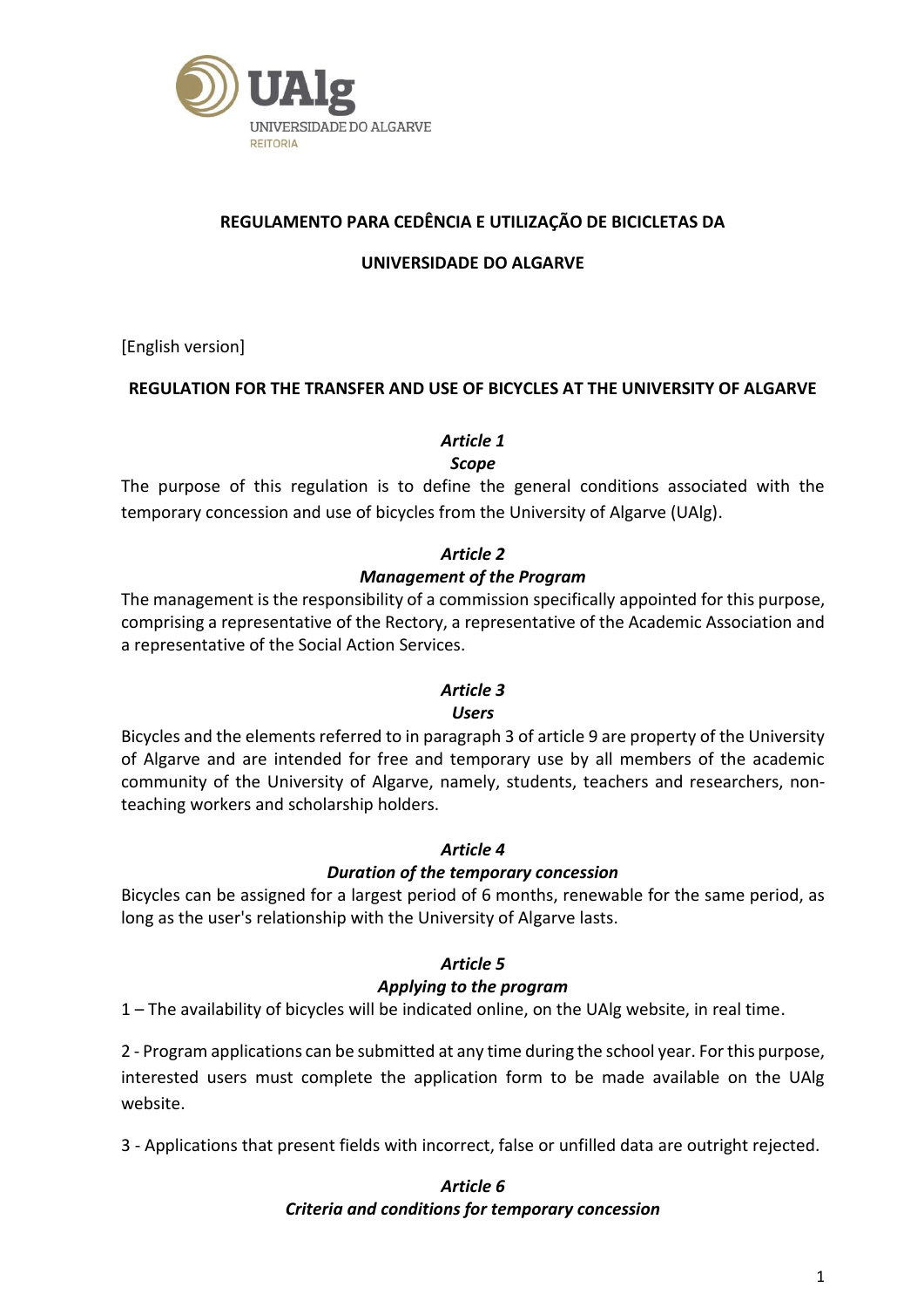UAlg
UNIVERSIDADE DO ALGARVE
REITORIA

# REGULAMENTO PARA CEDÊNCIA E UTILIZAÇÃO DE BICICLETAS DA UNIVERSIDADE DO ALGARVE

[English version]

# REGULATION FOR THE TRANSFER AND USE OF BICYCLES AT THE UNIVERSITY OF ALGARVE

### *Article 1*
### *Scope*

The purpose of this regulation is to define the general conditions associated with the temporary concession and use of bicycles from the University of Algarve (UAlg).

### *Article 2*
### *Management of the Program*

The management is the responsibility of a commission specifically appointed for this purpose, comprising a representative of the Rectory, a representative of the Academic Association and a representative of the Social Action Services.

### *Article 3*
### *Users*

Bicycles and the elements referred to in paragraph 3 of article 9 are property of the University of Algarve and are intended for free and temporary use by all members of the academic community of the University of Algarve, namely, students, teachers and researchers, non-teaching workers and scholarship holders.

### *Article 4*
### *Duration of the temporary concession*

Bicycles can be assigned for a largest period of 6 months, renewable for the same period, as long as the user's relationship with the University of Algarve lasts.

### *Article 5*
### *Applying to the program*

1 – The availability of bicycles will be indicated online, on the UAlg website, in real time.

2 - Program applications can be submitted at any time during the school year. For this purpose, interested users must complete the application form to be made available on the UAlg website.

3 - Applications that present fields with incorrect, false or unfilled data are outright rejected.

### *Article 6*
### *Criteria and conditions for temporary concession*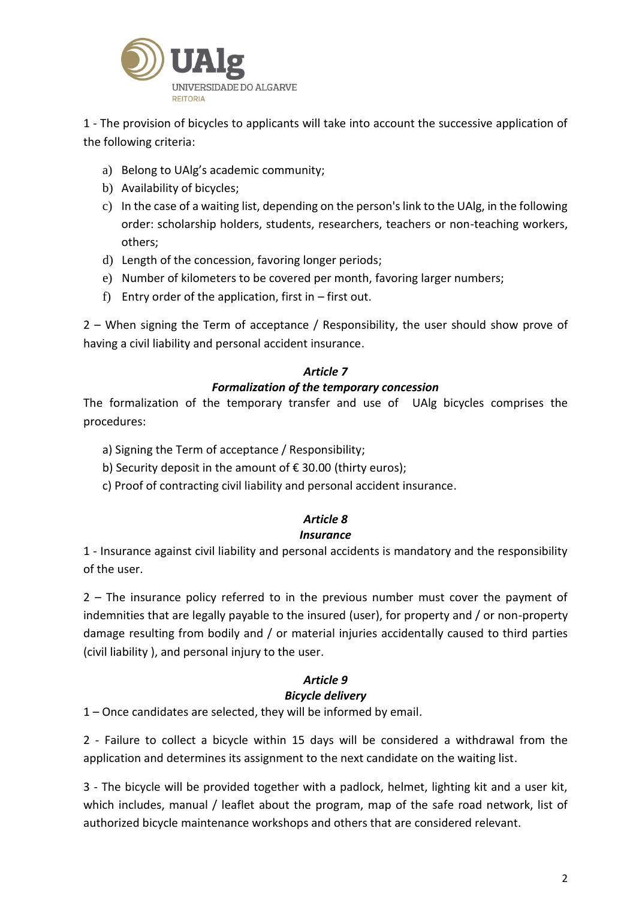1 - The provision of bicycles to applicants will take into account the successive application of the following criteria:

a) Belong to UAlg's academic community;
b) Availability of bicycles;
c) In the case of a waiting list, depending on the person's link to the UAlg, in the following order: scholarship holders, students, researchers, teachers or non-teaching workers, others;
d) Length of the concession, favoring longer periods;
e) Number of kilometers to be covered per month, favoring larger numbers;
f) Entry order of the application, first in – first out.

2 – When signing the Term of acceptance / Responsibility, the user should show prove of having a civil liability and personal accident insurance.

### *Article 7*
### *Formalization of the temporary concession*

The formalization of the temporary transfer and use of UAlg bicycles comprises the procedures:

a) Signing the Term of acceptance / Responsibility;
b) Security deposit in the amount of € 30.00 (thirty euros);
c) Proof of contracting civil liability and personal accident insurance.

### *Article 8*
### *Insurance*

1 - Insurance against civil liability and personal accidents is mandatory and the responsibility of the user.

2 – The insurance policy referred to in the previous number must cover the payment of indemnities that are legally payable to the insured (user), for property and / or non-property damage resulting from bodily and / or material injuries accidentally caused to third parties (civil liability ), and personal injury to the user.

### *Article 9*
### *Bicycle delivery*

1 – Once candidates are selected, they will be informed by email.

2 - Failure to collect a bicycle within 15 days will be considered a withdrawal from the application and determines its assignment to the next candidate on the waiting list.

3 - The bicycle will be provided together with a padlock, helmet, lighting kit and a user kit, which includes, manual / leaflet about the program, map of the safe road network, list of authorized bicycle maintenance workshops and others that are considered relevant.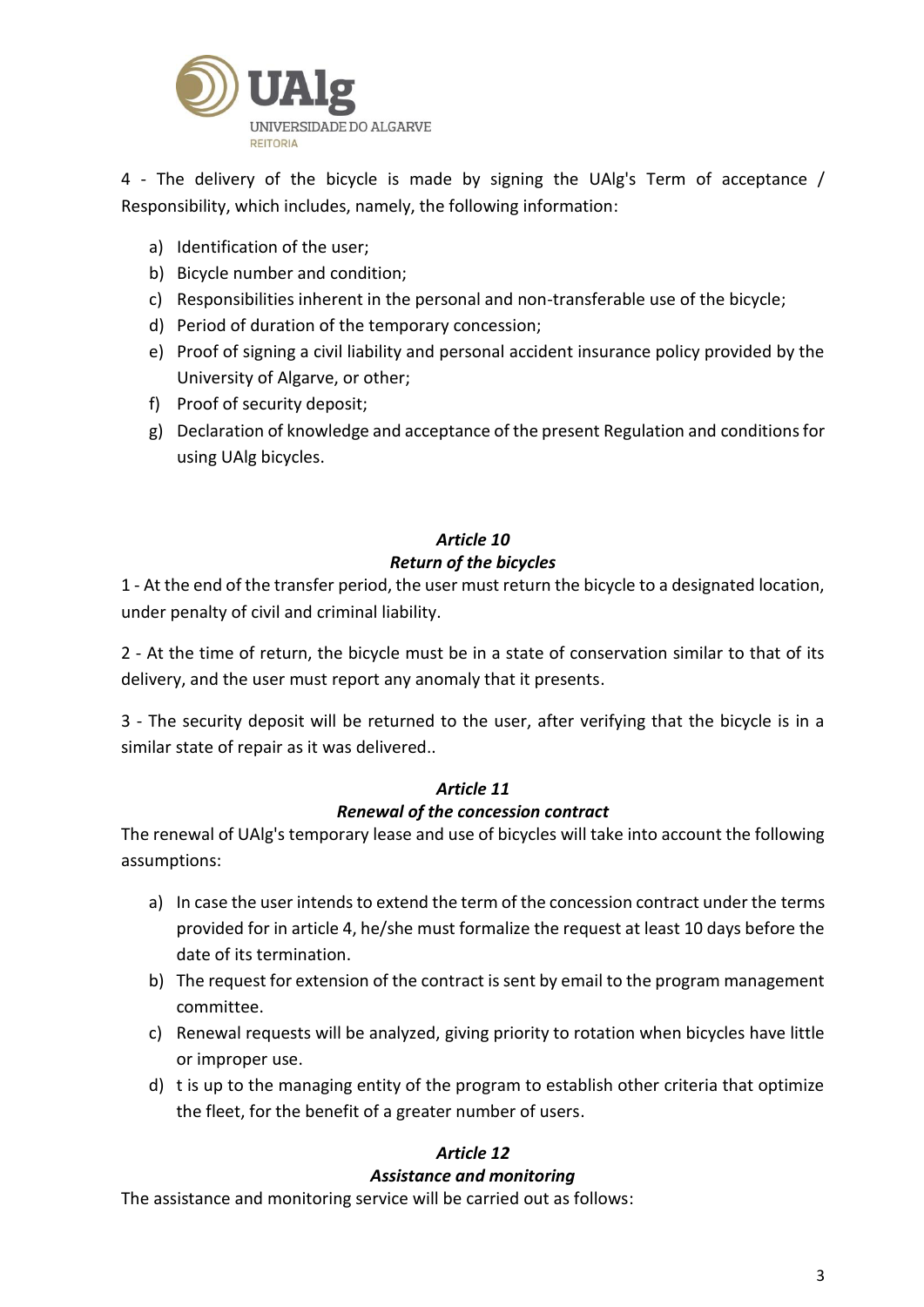4 - The delivery of the bicycle is made by signing the UAlg's Term of acceptance / Responsibility, which includes, namely, the following information:

a) Identification of the user;
b) Bicycle number and condition;
c) Responsibilities inherent in the personal and non-transferable use of the bicycle;
d) Period of duration of the temporary concession;
e) Proof of signing a civil liability and personal accident insurance policy provided by the University of Algarve, or other;
f) Proof of security deposit;
g) Declaration of knowledge and acceptance of the present Regulation and conditions for using UAlg bicycles.

### *Article 10*
### *Return of the bicycles*

1 - At the end of the transfer period, the user must return the bicycle to a designated location, under penalty of civil and criminal liability.

2 - At the time of return, the bicycle must be in a state of conservation similar to that of its delivery, and the user must report any anomaly that it presents.

3 - The security deposit will be returned to the user, after verifying that the bicycle is in a similar state of repair as it was delivered..

### *Article 11*
### *Renewal of the concession contract*

The renewal of UAlg's temporary lease and use of bicycles will take into account the following assumptions:

a) In case the user intends to extend the term of the concession contract under the terms provided for in article 4, he/she must formalize the request at least 10 days before the date of its termination.
b) The request for extension of the contract is sent by email to the program management committee.
c) Renewal requests will be analyzed, giving priority to rotation when bicycles have little or improper use.
d) t is up to the managing entity of the program to establish other criteria that optimize the fleet, for the benefit of a greater number of users.

### *Article 12*
### *Assistance and monitoring*

The assistance and monitoring service will be carried out as follows: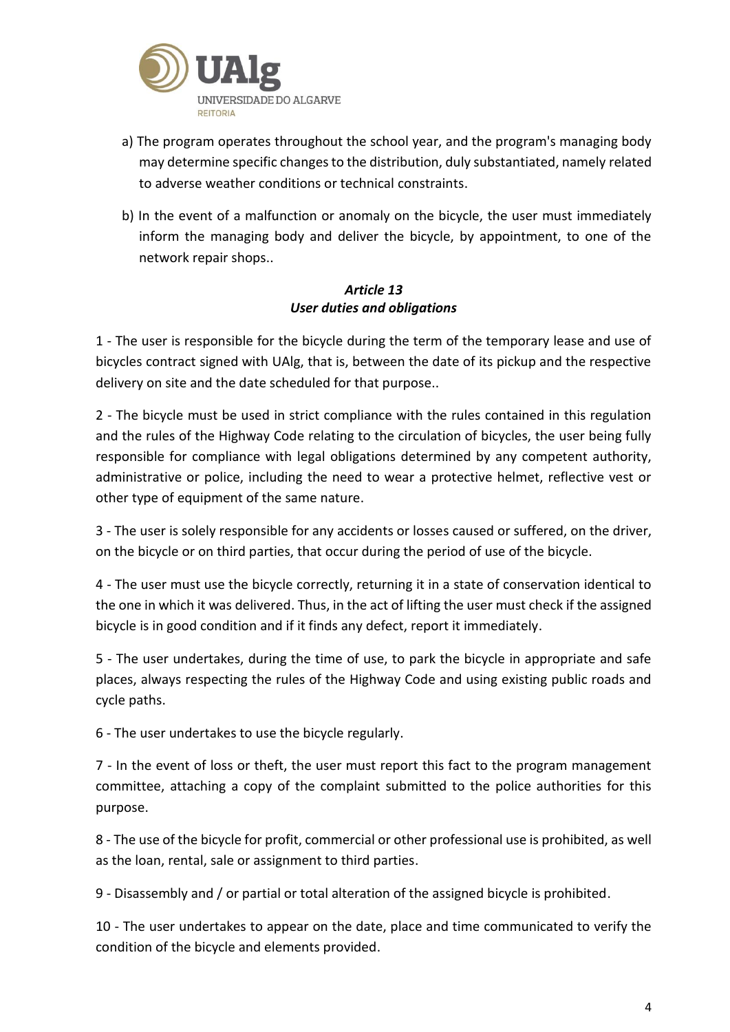a) The program operates throughout the school year, and the program's managing body may determine specific changes to the distribution, duly substantiated, namely related to adverse weather conditions or technical constraints.

b) In the event of a malfunction or anomaly on the bicycle, the user must immediately inform the managing body and deliver the bicycle, by appointment, to one of the network repair shops..

### *Article 13*
### *User duties and obligations*

1 - The user is responsible for the bicycle during the term of the temporary lease and use of bicycles contract signed with UAlg, that is, between the date of its pickup and the respective delivery on site and the date scheduled for that purpose..

2 - The bicycle must be used in strict compliance with the rules contained in this regulation and the rules of the Highway Code relating to the circulation of bicycles, the user being fully responsible for compliance with legal obligations determined by any competent authority, administrative or police, including the need to wear a protective helmet, reflective vest or other type of equipment of the same nature.

3 - The user is solely responsible for any accidents or losses caused or suffered, on the driver, on the bicycle or on third parties, that occur during the period of use of the bicycle.

4 - The user must use the bicycle correctly, returning it in a state of conservation identical to the one in which it was delivered. Thus, in the act of lifting the user must check if the assigned bicycle is in good condition and if it finds any defect, report it immediately.

5 - The user undertakes, during the time of use, to park the bicycle in appropriate and safe places, always respecting the rules of the Highway Code and using existing public roads and cycle paths.

6 - The user undertakes to use the bicycle regularly.

7 - In the event of loss or theft, the user must report this fact to the program management committee, attaching a copy of the complaint submitted to the police authorities for this purpose.

8 - The use of the bicycle for profit, commercial or other professional use is prohibited, as well as the loan, rental, sale or assignment to third parties.

9 - Disassembly and / or partial or total alteration of the assigned bicycle is prohibited.

10 - The user undertakes to appear on the date, place and time communicated to verify the condition of the bicycle and elements provided.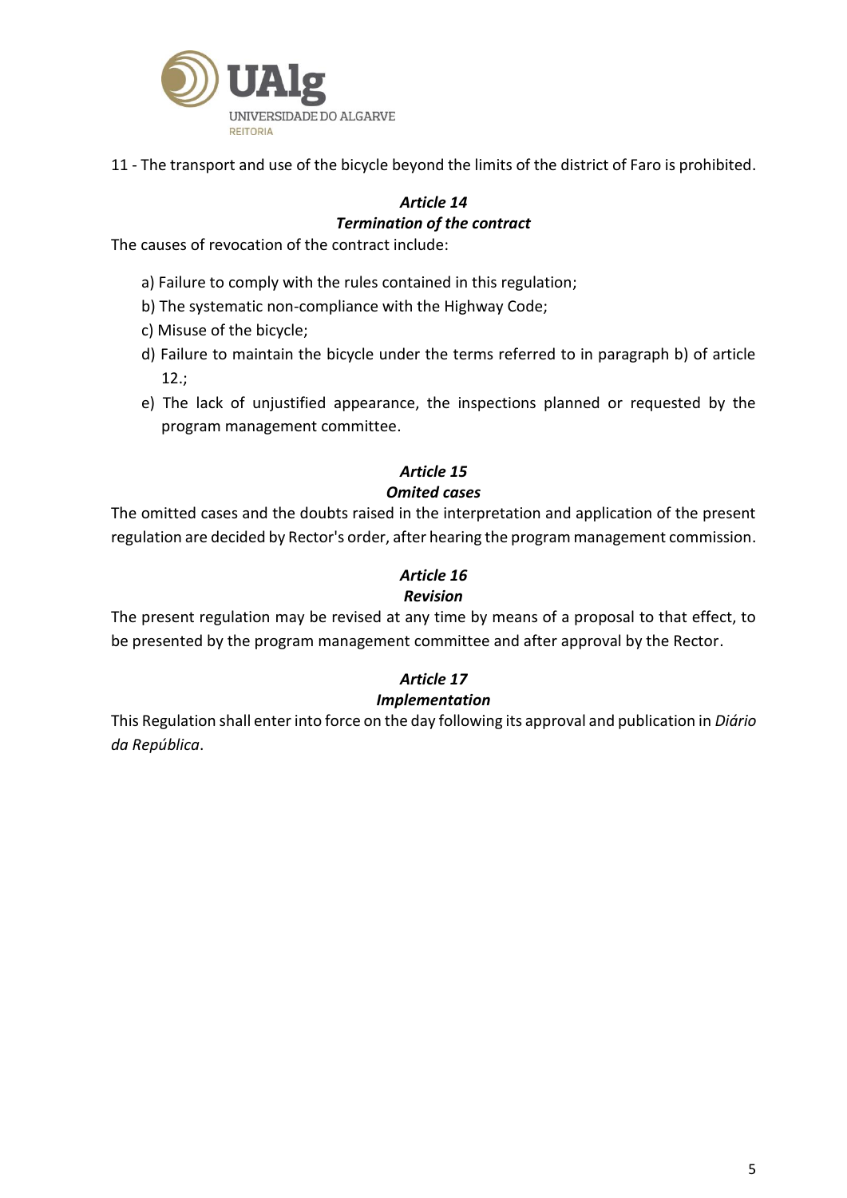11 - The transport and use of the bicycle beyond the limits of the district of Faro is prohibited.

### *Article 14*
### *Termination of the contract*

The causes of revocation of the contract include:

a) Failure to comply with the rules contained in this regulation;

b) The systematic non-compliance with the Highway Code;

c) Misuse of the bicycle;

d) Failure to maintain the bicycle under the terms referred to in paragraph b) of article 12.;

e) The lack of unjustified appearance, the inspections planned or requested by the program management committee.

### *Article 15*
### *Omited cases*

The omitted cases and the doubts raised in the interpretation and application of the present regulation are decided by Rector's order, after hearing the program management commission.

### *Article 16*
### *Revision*

The present regulation may be revised at any time by means of a proposal to that effect, to be presented by the program management committee and after approval by the Rector.

### *Article 17*
### *Implementation*

This Regulation shall enter into force on the day following its approval and publication in *Diário da República*.